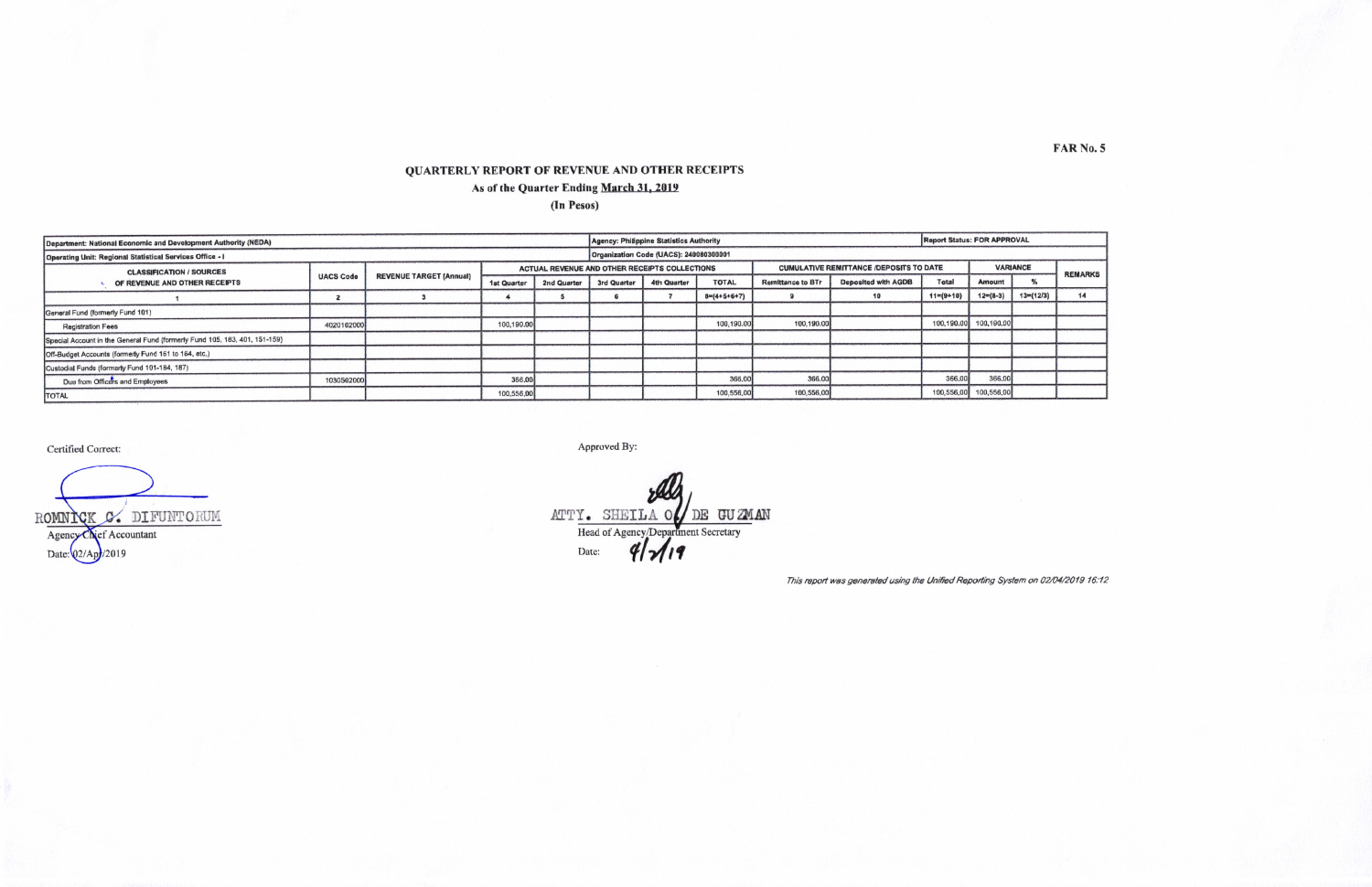FAR No. 5

# QUARTERLY REPORT OF REVENUE AND OTHER RECEIPTS

**As of the Quarter Ending March 31, 2019**

**(In Pesos)**

| Department: National Economic and Development Authority (NEDA) | | | Agency: Philippine Statistics Authority | | | | | | | | | | Report Status: FOR APPROVAL |
|---|---|---|---|---|---|---|---|---|---|---|---|---|---|
| Operating Unit: Regional Statistical Services Office - I | | | Organization Code (UACS): 240080300001 | | | | | | | | | | |
| CLASSIFICATION / SOURCES OF REVENUE AND OTHER RECEIPTS | UACS Code | REVENUE TARGET (Annual) | ACTUAL REVENUE AND OTHER RECEIPTS COLLECTIONS | | | | | CUMULATIVE REMITTANCE /DEPOSITS TO DATE | | | VARIANCE | | REMARKS |
| | | | 1st Quarter | 2nd Quarter | 3rd Quarter | 4th Quarter | TOTAL | Remittance to BTr | Deposited with AGDB | Total | Amount | % | |
| 1 | 2 | 3 | 4 | 5 | 6 | 7 | 8=(4+5+6+7) | 9 | 10 | 11=(9+10) | 12=(8-3) | 13=(12/3) | 14 |
| General Fund (formerly Fund 101) | | | | | | | | | | | | | |
| Registration Fees | 4020102000 | | 100,190.00 | | | | 100,190.00 | 100,190.00 | | 100,190.00 | 100,190.00 | | |
| Special Account in the General Fund (formerly Fund 105, 183, 401, 151-159) | | | | | | | | | | | | | |
| Off-Budget Accounts (formerly Fund 161 to 164, etc.) | | | | | | | | | | | | | |
| Custodial Funds (formerly Fund 101-184, 187) | | | | | | | | | | | | | |
| Due from Officers and Employees | 1030502000 | | 366.00 | | | | 366.00 | 366.00 | | 366.00 | 366.00 | | |
| TOTAL | | | 100,556.00 | | | | 100,556.00 | 100,556.00 | | 100,556.00 | 100,556.00 | | |

Certified Correct:

ROMNICK C. DIFUNTORUM
Agency Chief Accountant
Date: 02/Ap/2019

Approved By:

ATTY. SHEILA O. DE GUZMAN
Head of Agency/Department Secretary
Date: 4/2/19

*This report was generated using the Unified Reporting System on 02/04/2019 16:12*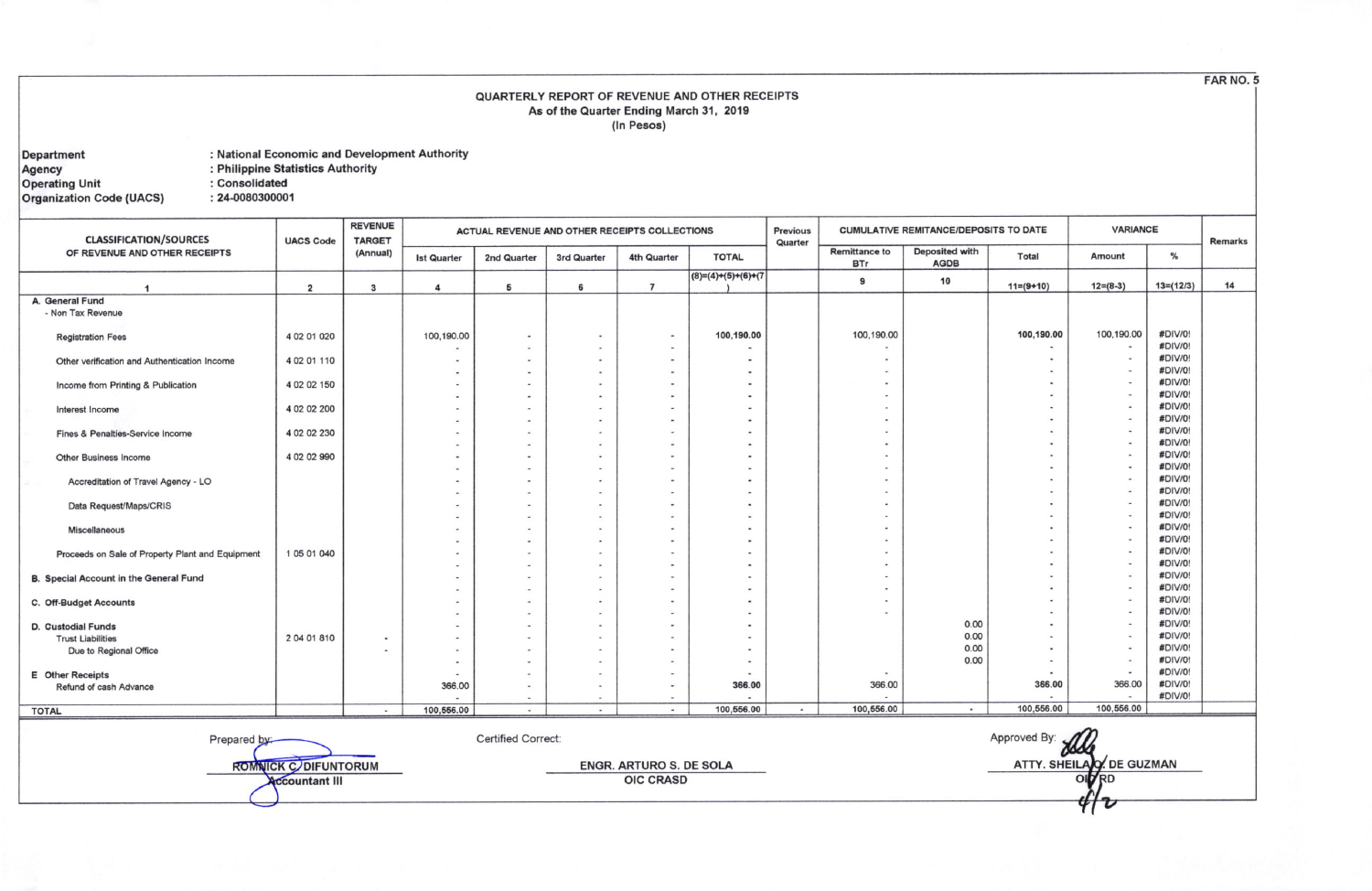FAR NO. 5

# QUARTERLY REPORT OF REVENUE AND OTHER RECEIPTS
## As of the Quarter Ending March 31, 2019
(In Pesos)

**Department** : National Economic and Development Authority
**Agency** : Philippine Statistics Authority
**Operating Unit** : Consolidated
**Organization Code (UACS)** : 24-0080300001

| CLASSIFICATION/SOURCES OF REVENUE AND OTHER RECEIPTS | UACS Code | REVENUE TARGET (Annual) | ACTUAL REVENUE AND OTHER RECEIPTS COLLECTIONS | | | | | Previous Quarter | CUMULATIVE REMITTANCE/DEPOSITS TO DATE | | | VARIANCE | | Remarks |
|---|---|---|---|---|---|---|---|---|---|---|---|---|---|---|
| | | | Ist Quarter | 2nd Quarter | 3rd Quarter | 4th Quarter | TOTAL | | Remittance to BTr | Deposited with AGDB | Total | Amount | % | |
| 1 | 2 | 3 | 4 | 5 | 6 | 7 | (8)=(4)+(5)+(6)+(7) | | 9 | 10 | 11=(9+10) | 12=(8-3) | 13=(12/3) | 14 |
| A. General Fund | | | | | | | | | | | | | | |
| - Non Tax Revenue | | | | | | | | | | | | | | |
| Registration Fees | 4 02 01 020 | | 100,190.00 | - | - | - | 100,190.00 | | 100,190.00 | | 100,190.00 | 100,190.00 | #DIV/0! | |
| | | | - | - | - | - | - | | - | | - | - | #DIV/0! | |
| Other verification and Authentication Income | 4 02 01 110 | | - | - | - | - | - | | - | | - | - | #DIV/0! | |
| | | | - | - | - | - | - | | - | | - | - | #DIV/0! | |
| Income from Printing & Publication | 4 02 02 150 | | - | - | - | - | - | | - | | - | - | #DIV/0! | |
| | | | - | - | - | - | - | | - | | - | - | #DIV/0! | |
| Interest Income | 4 02 02 200 | | - | - | - | - | - | | - | | - | - | #DIV/0! | |
| | | | - | - | - | - | - | | - | | - | - | #DIV/0! | |
| Fines & Penalties-Service Income | 4 02 02 230 | | - | - | - | - | - | | - | | - | - | #DIV/0! | |
| | | | - | - | - | - | - | | - | | - | - | #DIV/0! | |
| Other Business Income | 4 02 02 990 | | - | - | - | - | - | | - | | - | - | #DIV/0! | |
| | | | - | - | - | - | - | | - | | - | - | #DIV/0! | |
| Accreditation of Travel Agency - LO | | | - | - | - | - | - | | - | | - | - | #DIV/0! | |
| | | | - | - | - | - | - | | - | | - | - | #DIV/0! | |
| Data Request/Maps/CRIS | | | - | - | - | - | - | | - | | - | - | #DIV/0! | |
| | | | - | - | - | - | - | | - | | - | - | #DIV/0! | |
| Miscellaneous | | | - | - | - | - | - | | - | | - | - | #DIV/0! | |
| | | | - | - | - | - | - | | - | | - | - | #DIV/0! | |
| Proceeds on Sale of Property Plant and Equipment | 1 05 01 040 | | - | - | - | - | - | | - | | - | - | #DIV/0! | |
| | | | - | - | - | - | - | | - | | - | - | #DIV/0! | |
| B. Special Account in the General Fund | | | - | - | - | - | - | | - | | - | - | #DIV/0! | |
| | | | - | - | - | - | - | | - | | - | - | #DIV/0! | |
| C. Off-Budget Accounts | | | - | - | - | - | - | | - | | - | - | #DIV/0! | |
| | | | - | - | - | - | - | | - | | - | - | #DIV/0! | |
| D. Custodial Funds | | | - | - | - | - | - | | | 0.00 | - | - | #DIV/0! | |
| Trust Liabilities | 2 04 01 810 | - | - | - | - | - | - | | | 0.00 | - | - | #DIV/0! | |
| Due to Regional Office | | - | - | - | - | - | - | | | 0.00 | - | - | #DIV/0! | |
| | | | - | - | - | - | - | | | 0.00 | - | - | #DIV/0! | |
| E Other Receipts | | | - | - | - | - | - | | - | | - | - | #DIV/0! | |
| Refund of cash Advance | | | 366.00 | - | - | - | 366.00 | | 366.00 | | 366.00 | 366.00 | #DIV/0! | |
| | | | - | | | | - | | - | | - | - | #DIV/0! | |
| TOTAL | | - | 100,556.00 | - | - | - | 100,556.00 | - | 100,556.00 | - | 100,556.00 | 100,556.00 | | |

Prepared by:

**ROMNICK C. DIFUNTORUM**
Accountant III

Certified Correct:

**ENGR. ARTURO S. DE SOLA**
OIC CRASD

Approved By:

**ATTY. SHEILA O. DE GUZMAN**
OIC RD